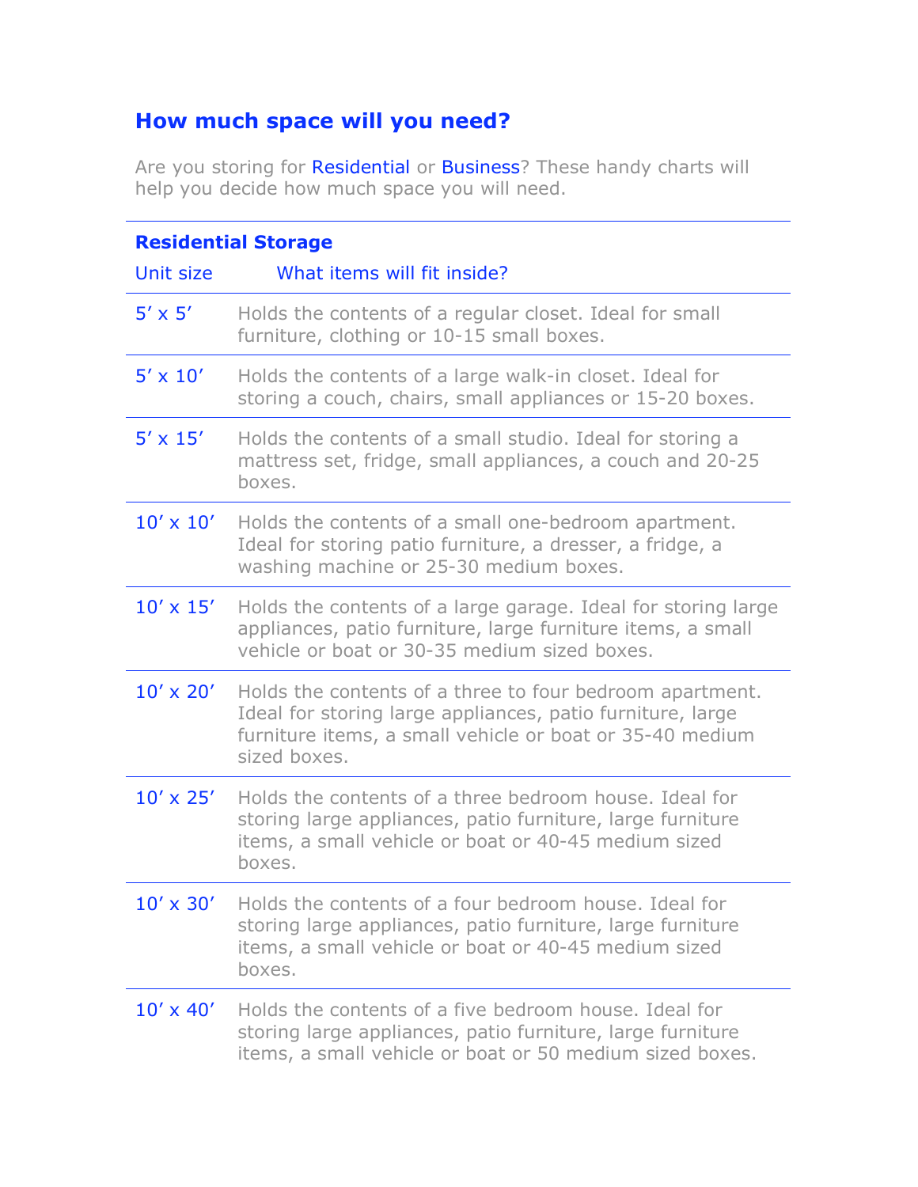## How much space will you need?

Are you storing for Residential or Business? These handy charts will help you decide how much space you will need.

### Residential Storage

| Unit size | What items will fit inside? |
|---|---|
| 5′ x 5′ | Holds the contents of a regular closet. Ideal for small furniture, clothing or 10-15 small boxes. |
| 5′ x 10′ | Holds the contents of a large walk-in closet. Ideal for storing a couch, chairs, small appliances or 15-20 boxes. |
| 5′ x 15′ | Holds the contents of a small studio. Ideal for storing a mattress set, fridge, small appliances, a couch and 20-25 boxes. |
| 10′ x 10′ | Holds the contents of a small one-bedroom apartment. Ideal for storing patio furniture, a dresser, a fridge, a washing machine or 25-30 medium boxes. |
| 10′ x 15′ | Holds the contents of a large garage. Ideal for storing large appliances, patio furniture, large furniture items, a small vehicle or boat or 30-35 medium sized boxes. |
| 10′ x 20′ | Holds the contents of a three to four bedroom apartment. Ideal for storing large appliances, patio furniture, large furniture items, a small vehicle or boat or 35-40 medium sized boxes. |
| 10′ x 25′ | Holds the contents of a three bedroom house. Ideal for storing large appliances, patio furniture, large furniture items, a small vehicle or boat or 40-45 medium sized boxes. |
| 10′ x 30′ | Holds the contents of a four bedroom house. Ideal for storing large appliances, patio furniture, large furniture items, a small vehicle or boat or 40-45 medium sized boxes. |
| 10′ x 40′ | Holds the contents of a five bedroom house. Ideal for storing large appliances, patio furniture, large furniture items, a small vehicle or boat or 50 medium sized boxes. |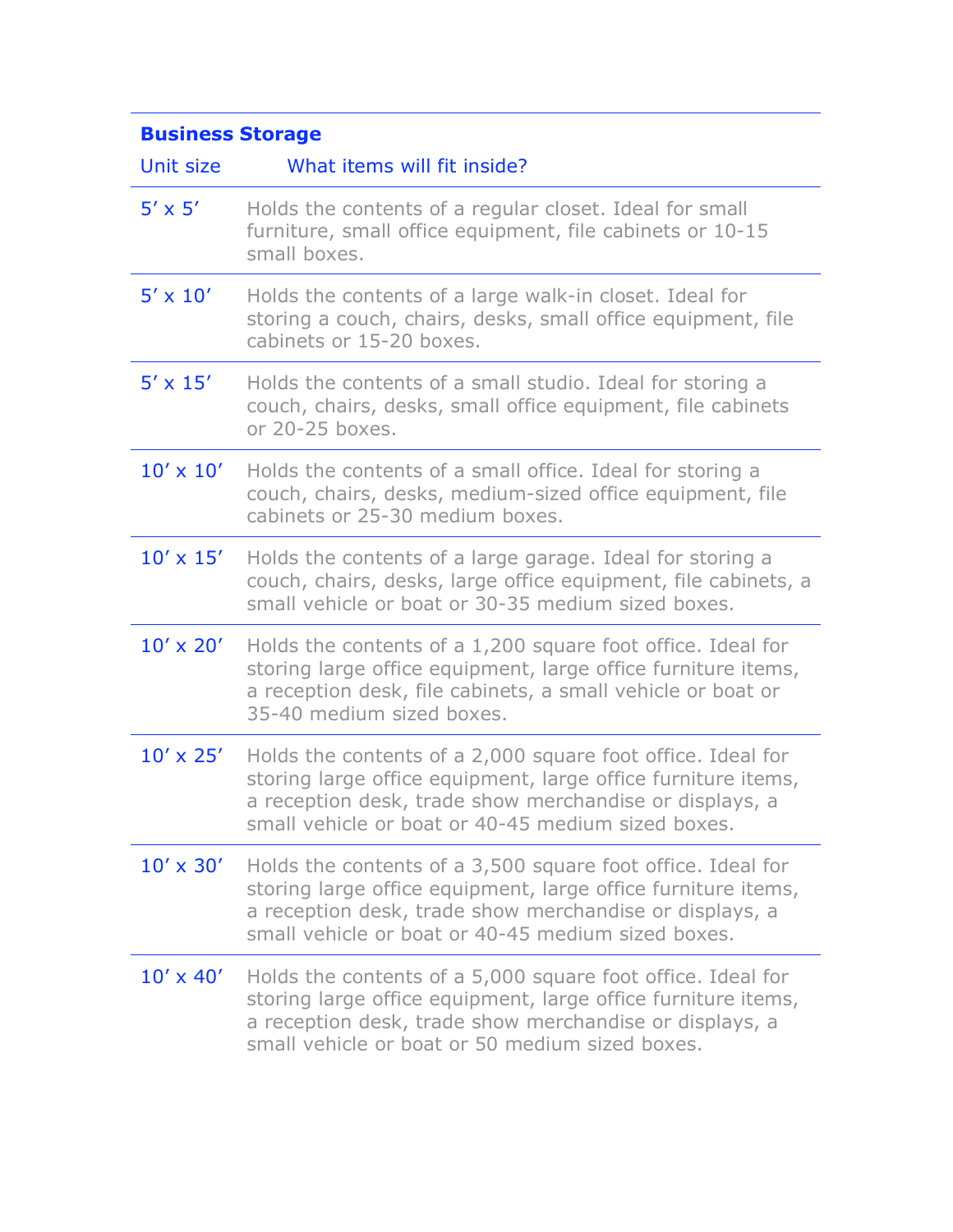## Business Storage

| Unit size | What items will fit inside? |
|---|---|
| 5’ x 5’ | Holds the contents of a regular closet. Ideal for small furniture, small office equipment, file cabinets or 10-15 small boxes. |
| 5’ x 10’ | Holds the contents of a large walk-in closet. Ideal for storing a couch, chairs, desks, small office equipment, file cabinets or 15-20 boxes. |
| 5’ x 15’ | Holds the contents of a small studio. Ideal for storing a couch, chairs, desks, small office equipment, file cabinets or 20-25 boxes. |
| 10’ x 10’ | Holds the contents of a small office. Ideal for storing a couch, chairs, desks, medium-sized office equipment, file cabinets or 25-30 medium boxes. |
| 10’ x 15’ | Holds the contents of a large garage. Ideal for storing a couch, chairs, desks, large office equipment, file cabinets, a small vehicle or boat or 30-35 medium sized boxes. |
| 10’ x 20’ | Holds the contents of a 1,200 square foot office. Ideal for storing large office equipment, large office furniture items, a reception desk, file cabinets, a small vehicle or boat or 35-40 medium sized boxes. |
| 10’ x 25’ | Holds the contents of a 2,000 square foot office. Ideal for storing large office equipment, large office furniture items, a reception desk, trade show merchandise or displays, a small vehicle or boat or 40-45 medium sized boxes. |
| 10’ x 30’ | Holds the contents of a 3,500 square foot office. Ideal for storing large office equipment, large office furniture items, a reception desk, trade show merchandise or displays, a small vehicle or boat or 40-45 medium sized boxes. |
| 10’ x 40’ | Holds the contents of a 5,000 square foot office. Ideal for storing large office equipment, large office furniture items, a reception desk, trade show merchandise or displays, a small vehicle or boat or 50 medium sized boxes. |